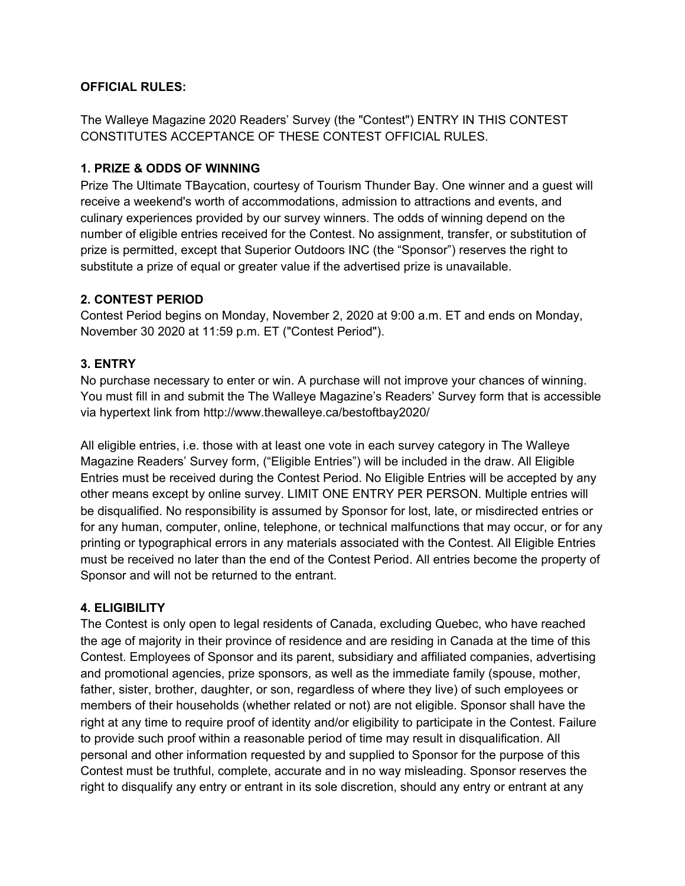**OFFICIAL RULES:**

The Walleye Magazine 2020 Readers' Survey (the "Contest") ENTRY IN THIS CONTEST CONSTITUTES ACCEPTANCE OF THESE CONTEST OFFICIAL RULES.

**1. PRIZE & ODDS OF WINNING**

Prize The Ultimate TBaycation, courtesy of Tourism Thunder Bay. One winner and a guest will receive a weekend's worth of accommodations, admission to attractions and events, and culinary experiences provided by our survey winners. The odds of winning depend on the number of eligible entries received for the Contest. No assignment, transfer, or substitution of prize is permitted, except that Superior Outdoors INC (the "Sponsor") reserves the right to substitute a prize of equal or greater value if the advertised prize is unavailable.

**2. CONTEST PERIOD**

Contest Period begins on Monday, November 2, 2020 at 9:00 a.m. ET and ends on Monday, November 30 2020 at 11:59 p.m. ET ("Contest Period").

**3. ENTRY**

No purchase necessary to enter or win. A purchase will not improve your chances of winning. You must fill in and submit the The Walleye Magazine's Readers' Survey form that is accessible via hypertext link from http://www.thewalleye.ca/bestoftbay2020/

All eligible entries, i.e. those with at least one vote in each survey category in The Walleye Magazine Readers' Survey form, ("Eligible Entries") will be included in the draw. All Eligible Entries must be received during the Contest Period. No Eligible Entries will be accepted by any other means except by online survey. LIMIT ONE ENTRY PER PERSON. Multiple entries will be disqualified. No responsibility is assumed by Sponsor for lost, late, or misdirected entries or for any human, computer, online, telephone, or technical malfunctions that may occur, or for any printing or typographical errors in any materials associated with the Contest. All Eligible Entries must be received no later than the end of the Contest Period. All entries become the property of Sponsor and will not be returned to the entrant.

**4. ELIGIBILITY**

The Contest is only open to legal residents of Canada, excluding Quebec, who have reached the age of majority in their province of residence and are residing in Canada at the time of this Contest. Employees of Sponsor and its parent, subsidiary and affiliated companies, advertising and promotional agencies, prize sponsors, as well as the immediate family (spouse, mother, father, sister, brother, daughter, or son, regardless of where they live) of such employees or members of their households (whether related or not) are not eligible. Sponsor shall have the right at any time to require proof of identity and/or eligibility to participate in the Contest. Failure to provide such proof within a reasonable period of time may result in disqualification. All personal and other information requested by and supplied to Sponsor for the purpose of this Contest must be truthful, complete, accurate and in no way misleading. Sponsor reserves the right to disqualify any entry or entrant in its sole discretion, should any entry or entrant at any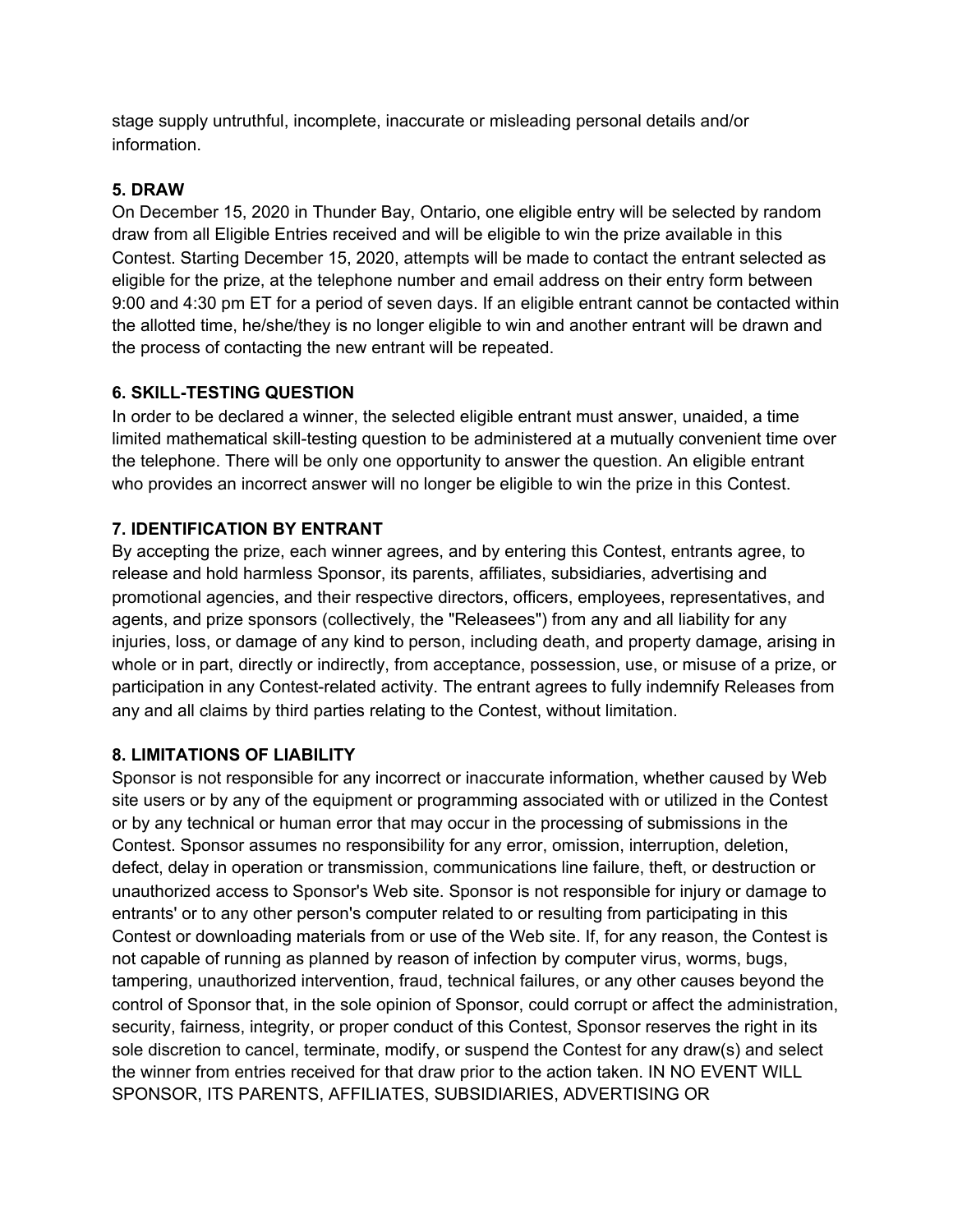stage supply untruthful, incomplete, inaccurate or misleading personal details and/or information.

### 5. DRAW

On December 15, 2020 in Thunder Bay, Ontario, one eligible entry will be selected by random draw from all Eligible Entries received and will be eligible to win the prize available in this Contest. Starting December 15, 2020, attempts will be made to contact the entrant selected as eligible for the prize, at the telephone number and email address on their entry form between 9:00 and 4:30 pm ET for a period of seven days. If an eligible entrant cannot be contacted within the allotted time, he/she/they is no longer eligible to win and another entrant will be drawn and the process of contacting the new entrant will be repeated.

### 6. SKILL-TESTING QUESTION

In order to be declared a winner, the selected eligible entrant must answer, unaided, a time limited mathematical skill-testing question to be administered at a mutually convenient time over the telephone. There will be only one opportunity to answer the question. An eligible entrant who provides an incorrect answer will no longer be eligible to win the prize in this Contest.

### 7. IDENTIFICATION BY ENTRANT

By accepting the prize, each winner agrees, and by entering this Contest, entrants agree, to release and hold harmless Sponsor, its parents, affiliates, subsidiaries, advertising and promotional agencies, and their respective directors, officers, employees, representatives, and agents, and prize sponsors (collectively, the "Releasees") from any and all liability for any injuries, loss, or damage of any kind to person, including death, and property damage, arising in whole or in part, directly or indirectly, from acceptance, possession, use, or misuse of a prize, or participation in any Contest-related activity. The entrant agrees to fully indemnify Releases from any and all claims by third parties relating to the Contest, without limitation.

### 8. LIMITATIONS OF LIABILITY

Sponsor is not responsible for any incorrect or inaccurate information, whether caused by Web site users or by any of the equipment or programming associated with or utilized in the Contest or by any technical or human error that may occur in the processing of submissions in the Contest. Sponsor assumes no responsibility for any error, omission, interruption, deletion, defect, delay in operation or transmission, communications line failure, theft, or destruction or unauthorized access to Sponsor's Web site. Sponsor is not responsible for injury or damage to entrants' or to any other person's computer related to or resulting from participating in this Contest or downloading materials from or use of the Web site. If, for any reason, the Contest is not capable of running as planned by reason of infection by computer virus, worms, bugs, tampering, unauthorized intervention, fraud, technical failures, or any other causes beyond the control of Sponsor that, in the sole opinion of Sponsor, could corrupt or affect the administration, security, fairness, integrity, or proper conduct of this Contest, Sponsor reserves the right in its sole discretion to cancel, terminate, modify, or suspend the Contest for any draw(s) and select the winner from entries received for that draw prior to the action taken. IN NO EVENT WILL SPONSOR, ITS PARENTS, AFFILIATES, SUBSIDIARIES, ADVERTISING OR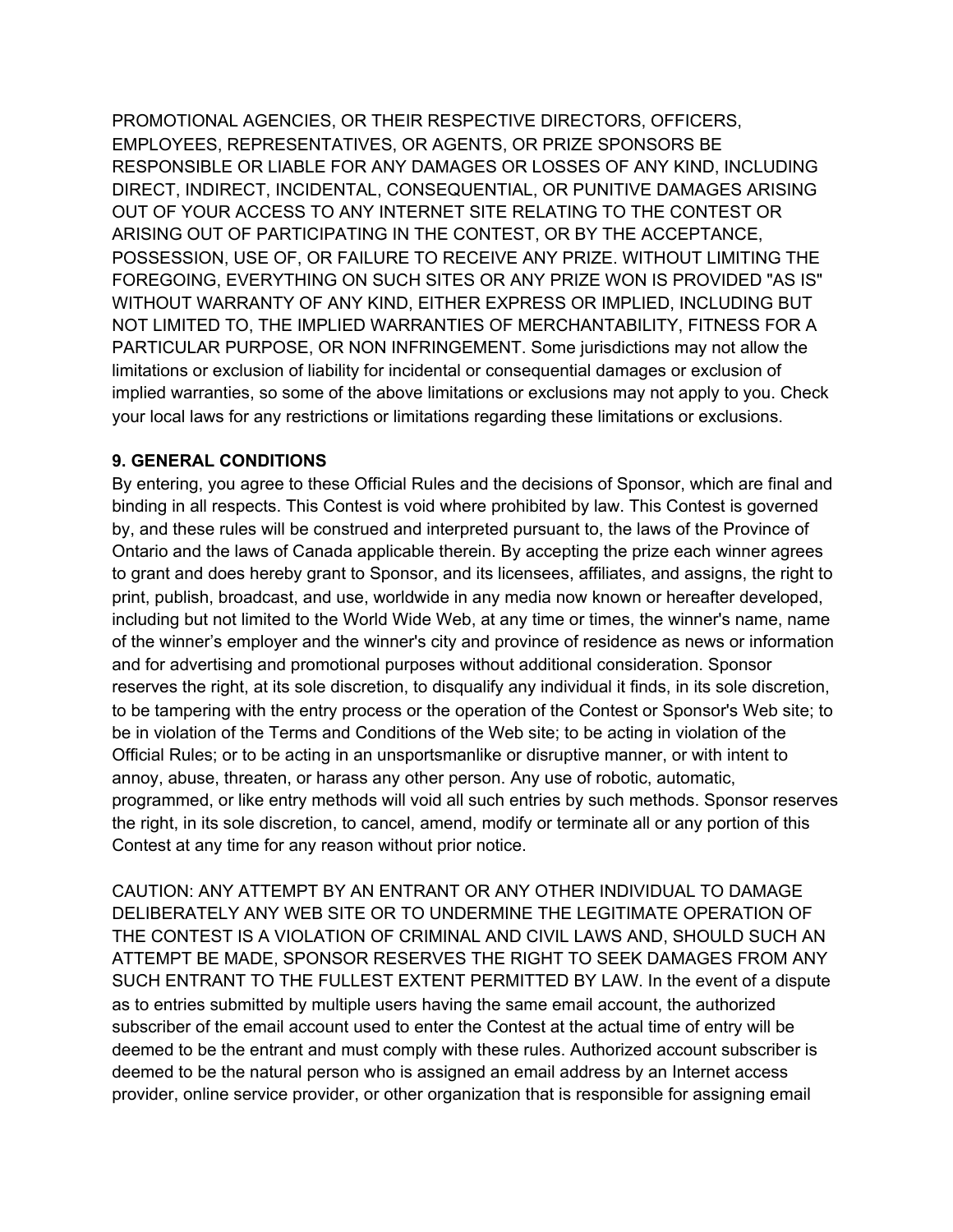PROMOTIONAL AGENCIES, OR THEIR RESPECTIVE DIRECTORS, OFFICERS, EMPLOYEES, REPRESENTATIVES, OR AGENTS, OR PRIZE SPONSORS BE RESPONSIBLE OR LIABLE FOR ANY DAMAGES OR LOSSES OF ANY KIND, INCLUDING DIRECT, INDIRECT, INCIDENTAL, CONSEQUENTIAL, OR PUNITIVE DAMAGES ARISING OUT OF YOUR ACCESS TO ANY INTERNET SITE RELATING TO THE CONTEST OR ARISING OUT OF PARTICIPATING IN THE CONTEST, OR BY THE ACCEPTANCE, POSSESSION, USE OF, OR FAILURE TO RECEIVE ANY PRIZE. WITHOUT LIMITING THE FOREGOING, EVERYTHING ON SUCH SITES OR ANY PRIZE WON IS PROVIDED "AS IS" WITHOUT WARRANTY OF ANY KIND, EITHER EXPRESS OR IMPLIED, INCLUDING BUT NOT LIMITED TO, THE IMPLIED WARRANTIES OF MERCHANTABILITY, FITNESS FOR A PARTICULAR PURPOSE, OR NON INFRINGEMENT. Some jurisdictions may not allow the limitations or exclusion of liability for incidental or consequential damages or exclusion of implied warranties, so some of the above limitations or exclusions may not apply to you. Check your local laws for any restrictions or limitations regarding these limitations or exclusions.

**9. GENERAL CONDITIONS**

By entering, you agree to these Official Rules and the decisions of Sponsor, which are final and binding in all respects. This Contest is void where prohibited by law. This Contest is governed by, and these rules will be construed and interpreted pursuant to, the laws of the Province of Ontario and the laws of Canada applicable therein. By accepting the prize each winner agrees to grant and does hereby grant to Sponsor, and its licensees, affiliates, and assigns, the right to print, publish, broadcast, and use, worldwide in any media now known or hereafter developed, including but not limited to the World Wide Web, at any time or times, the winner's name, name of the winner's employer and the winner's city and province of residence as news or information and for advertising and promotional purposes without additional consideration. Sponsor reserves the right, at its sole discretion, to disqualify any individual it finds, in its sole discretion, to be tampering with the entry process or the operation of the Contest or Sponsor's Web site; to be in violation of the Terms and Conditions of the Web site; to be acting in violation of the Official Rules; or to be acting in an unsportsmanlike or disruptive manner, or with intent to annoy, abuse, threaten, or harass any other person. Any use of robotic, automatic, programmed, or like entry methods will void all such entries by such methods. Sponsor reserves the right, in its sole discretion, to cancel, amend, modify or terminate all or any portion of this Contest at any time for any reason without prior notice.

CAUTION: ANY ATTEMPT BY AN ENTRANT OR ANY OTHER INDIVIDUAL TO DAMAGE DELIBERATELY ANY WEB SITE OR TO UNDERMINE THE LEGITIMATE OPERATION OF THE CONTEST IS A VIOLATION OF CRIMINAL AND CIVIL LAWS AND, SHOULD SUCH AN ATTEMPT BE MADE, SPONSOR RESERVES THE RIGHT TO SEEK DAMAGES FROM ANY SUCH ENTRANT TO THE FULLEST EXTENT PERMITTED BY LAW. In the event of a dispute as to entries submitted by multiple users having the same email account, the authorized subscriber of the email account used to enter the Contest at the actual time of entry will be deemed to be the entrant and must comply with these rules. Authorized account subscriber is deemed to be the natural person who is assigned an email address by an Internet access provider, online service provider, or other organization that is responsible for assigning email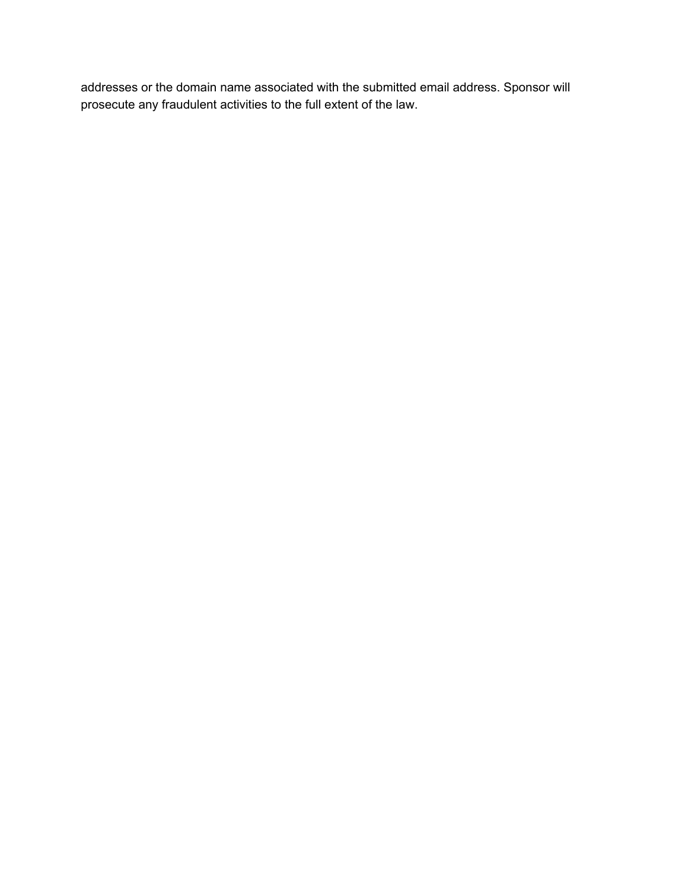addresses or the domain name associated with the submitted email address. Sponsor will prosecute any fraudulent activities to the full extent of the law.